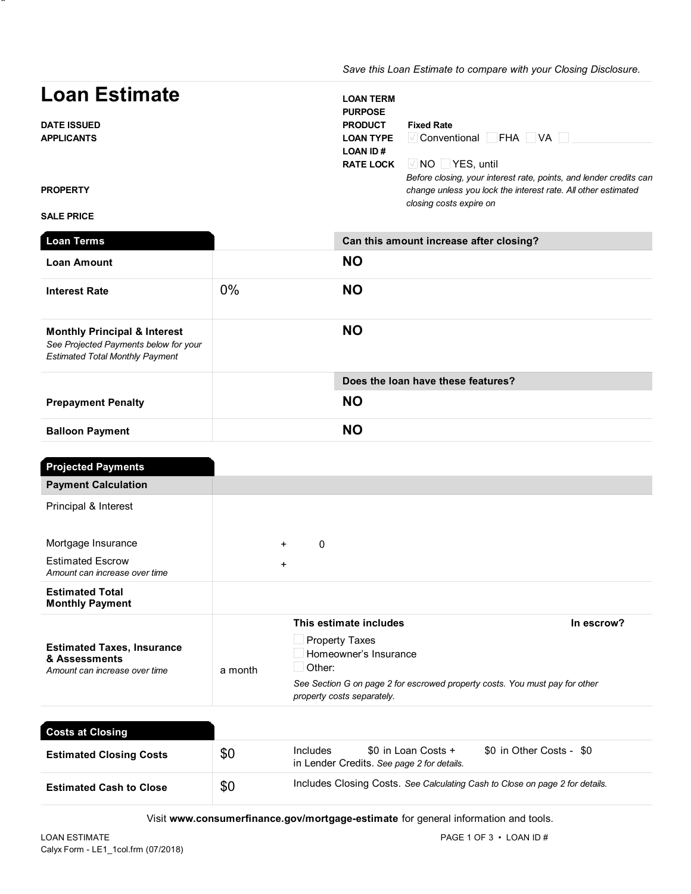*Save this Loan Estimate to compare with your Closing Disclosure.*

# Loan Estimate

**DATE ISSUED**
**APPLICANTS**

**PROPERTY**

**SALE PRICE**

**LOAN TERM**
**PURPOSE**
**PRODUCT** **Fixed Rate**
**LOAN TYPE** ☑ Conventional ☐ FHA ☐ VA ☐
**LOAN ID #**
**RATE LOCK** ☑ NO ☐ YES, until

*Before closing, your interest rate, points, and lender credits can change unless you lock the interest rate. All other estimated closing costs expire on*

| Loan Terms | | Can this amount increase after closing? |
|---|---|---|
| **Loan Amount** | | **NO** |
| **Interest Rate** | 0% | **NO** |
| **Monthly Principal & Interest** *See Projected Payments below for your Estimated Total Monthly Payment* | | **NO** |
| | | **Does the loan have these features?** |
| **Prepayment Penalty** | | **NO** |
| **Balloon Payment** | | **NO** |

| Projected Payments | |
|---|---|
| **Payment Calculation** | |
| Principal & Interest | |
| Mortgage Insurance | + 0 |
| Estimated Escrow *Amount can increase over time* | + |
| **Estimated Total Monthly Payment** | |
| **Estimated Taxes, Insurance & Assessments** *Amount can increase over time* | a month | **This estimate includes** ☐ Property Taxes ☐ Homeowner's Insurance ☐ Other: *See Section G on page 2 for escrowed property costs. You must pay for other property costs separately.* | **In escrow?** |

| Costs at Closing | | |
|---|---|---|
| **Estimated Closing Costs** | $0 | Includes $0 in Loan Costs + $0 in Other Costs - $0 in Lender Credits. *See page 2 for details.* |
| **Estimated Cash to Close** | $0 | Includes Closing Costs. *See Calculating Cash to Close on page 2 for details.* |

Visit **www.consumerfinance.gov/mortgage-estimate** for general information and tools.

LOAN ESTIMATE
Calyx Form - LE1_1col.frm (07/2018)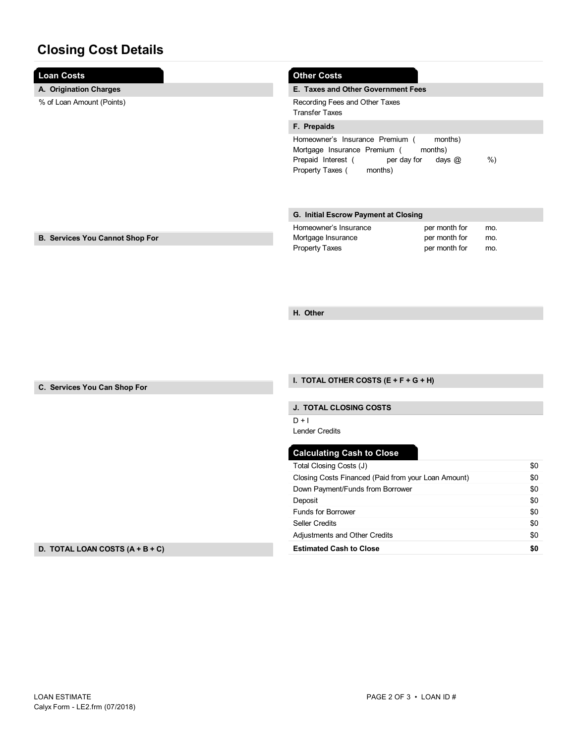# Closing Cost Details

## Loan Costs

**A. Origination Charges**

% of Loan Amount (Points)

**B. Services You Cannot Shop For**

**C. Services You Can Shop For**

**D. TOTAL LOAN COSTS (A + B + C)**

## Other Costs

**E. Taxes and Other Government Fees**

Recording Fees and Other Taxes
Transfer Taxes

**F. Prepaids**

Homeowner's Insurance Premium ( months)
Mortgage Insurance Premium ( months)
Prepaid Interest ( per day for days @ %)
Property Taxes ( months)

**G. Initial Escrow Payment at Closing**

| | | |
|---|---|---|
| Homeowner's Insurance | per month for | mo. |
| Mortgage Insurance | per month for | mo. |
| Property Taxes | per month for | mo. |

**H. Other**

**I. TOTAL OTHER COSTS (E + F + G + H)**

**J. TOTAL CLOSING COSTS**

D + I
Lender Credits

## Calculating Cash to Close

| | |
|---|---|
| Total Closing Costs (J) | $0 |
| Closing Costs Financed (Paid from your Loan Amount) | $0 |
| Down Payment/Funds from Borrower | $0 |
| Deposit | $0 |
| Funds for Borrower | $0 |
| Seller Credits | $0 |
| Adjustments and Other Credits | $0 |
| **Estimated Cash to Close** | **$0** |

LOAN ESTIMATE
Calyx Form - LE2.frm (07/2018)

LOAN ID #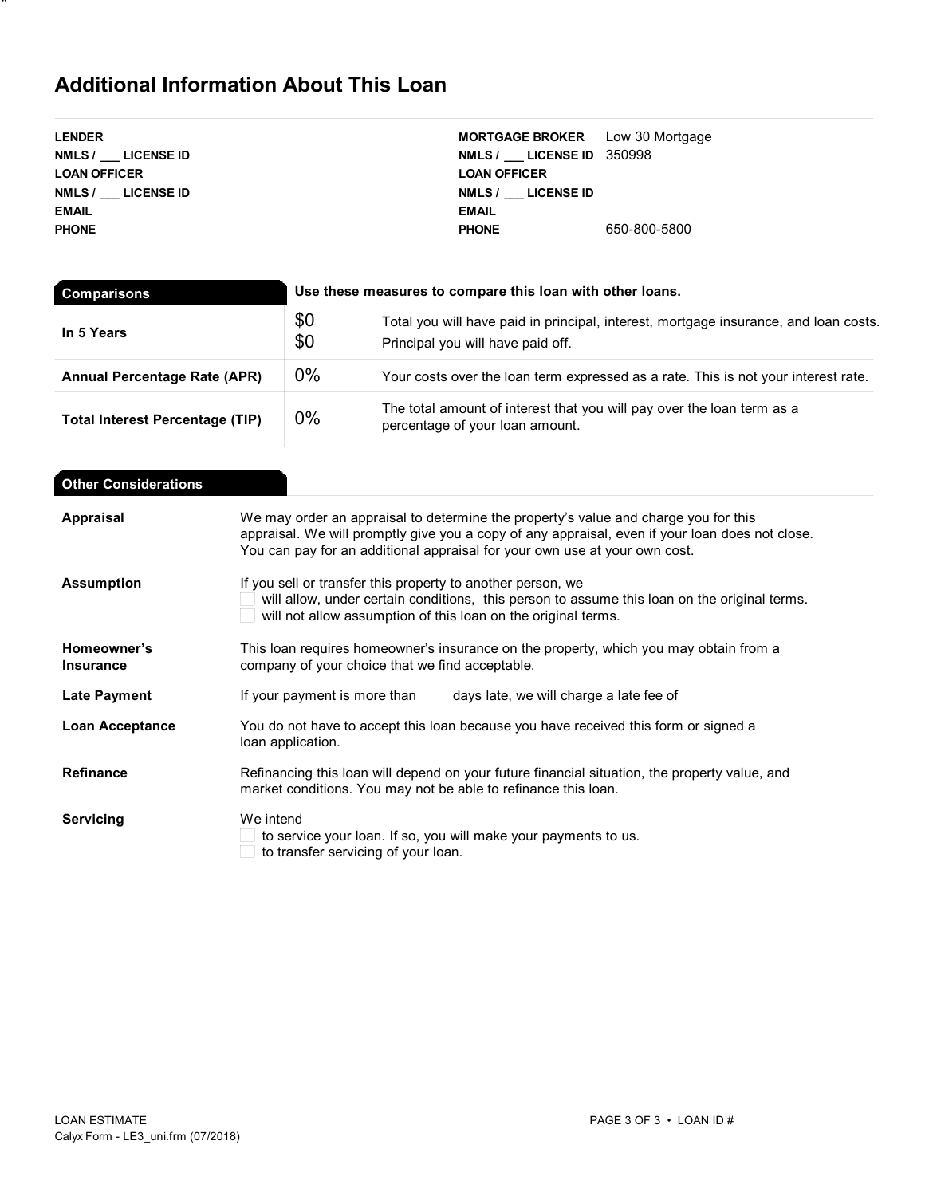# Additional Information About This Loan

| | | | |
|---|---|---|---|
| **LENDER** | | **MORTGAGE BROKER** | Low 30 Mortgage |
| **NMLS / ___ LICENSE ID** | | **NMLS / ___ LICENSE ID** | 350998 |
| **LOAN OFFICER** | | **LOAN OFFICER** | |
| **NMLS / ___ LICENSE ID** | | **NMLS / ___ LICENSE ID** | |
| **EMAIL** | | **EMAIL** | |
| **PHONE** | | **PHONE** | 650-800-5800 |

| **Comparisons** | **Use these measures to compare this loan with other loans.** | |
|---|---|---|
| **In 5 Years** | $0 | Total you will have paid in principal, interest, mortgage insurance, and loan costs. |
| | $0 | Principal you will have paid off. |
| **Annual Percentage Rate (APR)** | 0% | Your costs over the loan term expressed as a rate. This is not your interest rate. |
| **Total Interest Percentage (TIP)** | 0% | The total amount of interest that you will pay over the loan term as a percentage of your loan amount. |

## Other Considerations

**Appraisal**
We may order an appraisal to determine the property's value and charge you for this appraisal. We will promptly give you a copy of any appraisal, even if your loan does not close. You can pay for an additional appraisal for your own use at your own cost.

**Assumption**
If you sell or transfer this property to another person, we
- ☐ will allow, under certain conditions, this person to assume this loan on the original terms.
- ☐ will not allow assumption of this loan on the original terms.

**Homeowner's Insurance**
This loan requires homeowner's insurance on the property, which you may obtain from a company of your choice that we find acceptable.

**Late Payment**
If your payment is more than days late, we will charge a late fee of

**Loan Acceptance**
You do not have to accept this loan because you have received this form or signed a loan application.

**Refinance**
Refinancing this loan will depend on your future financial situation, the property value, and market conditions. You may not be able to refinance this loan.

**Servicing**
We intend
- ☐ to service your loan. If so, you will make your payments to us.
- ☐ to transfer servicing of your loan.

LOAN ESTIMATE
Calyx Form - LE3_uni.frm (07/2018)

LOAN ID #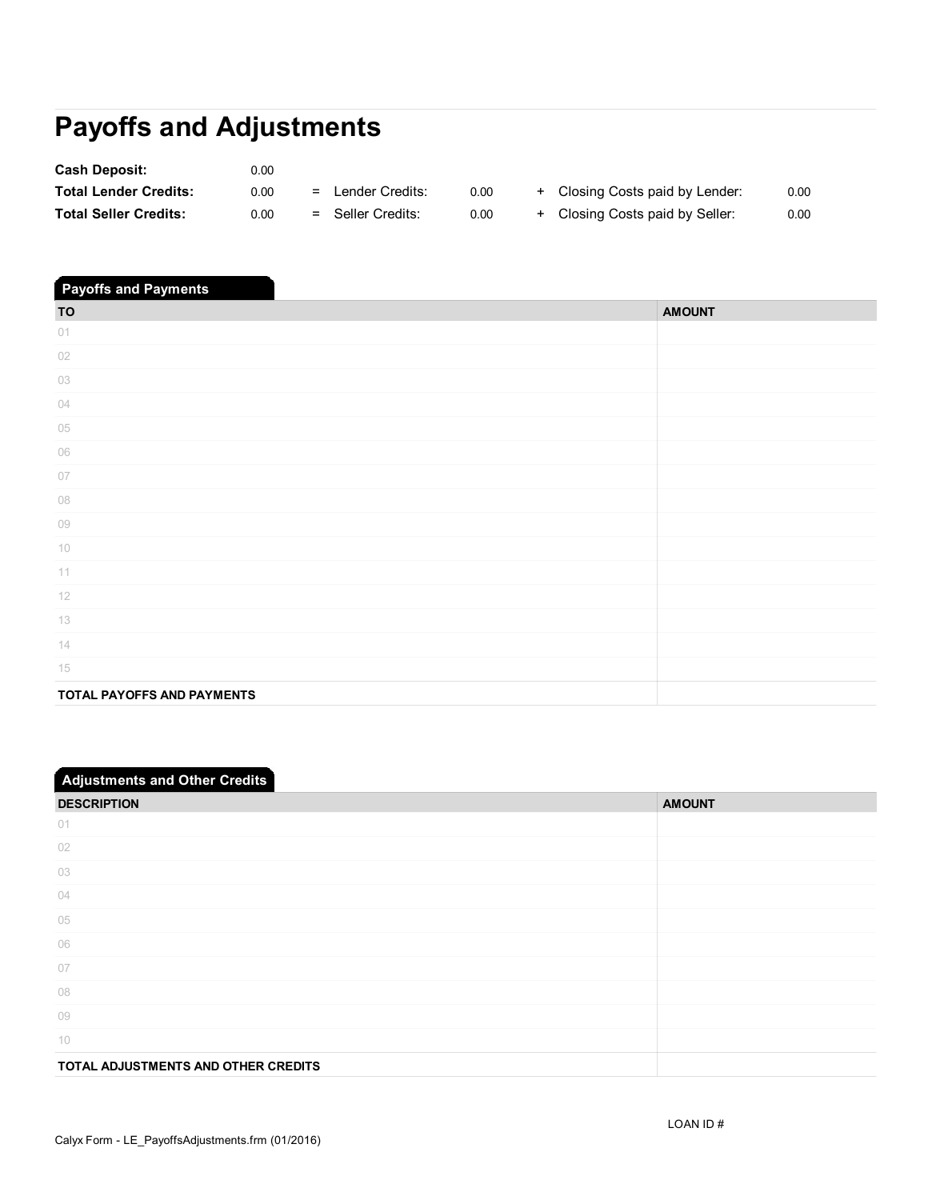# Payoffs and Adjustments

| | | | | | | | |
|---|---|---|---|---|---|---|---|
| **Cash Deposit:** | 0.00 | | | | | | |
| **Total Lender Credits:** | 0.00 | = | Lender Credits: | 0.00 | + | Closing Costs paid by Lender: | 0.00 |
| **Total Seller Credits:** | 0.00 | = | Seller Credits: | 0.00 | + | Closing Costs paid by Seller: | 0.00 |

## Payoffs and Payments

| TO | AMOUNT |
|---|---|
| 01 | |
| 02 | |
| 03 | |
| 04 | |
| 05 | |
| 06 | |
| 07 | |
| 08 | |
| 09 | |
| 10 | |
| 11 | |
| 12 | |
| 13 | |
| 14 | |
| 15 | |
| **TOTAL PAYOFFS AND PAYMENTS** | |

## Adjustments and Other Credits

| DESCRIPTION | AMOUNT |
|---|---|
| 01 | |
| 02 | |
| 03 | |
| 04 | |
| 05 | |
| 06 | |
| 07 | |
| 08 | |
| 09 | |
| 10 | |
| **TOTAL ADJUSTMENTS AND OTHER CREDITS** | |

LOAN ID #

Calyx Form - LE_PayoffsAdjustments.frm (01/2016)